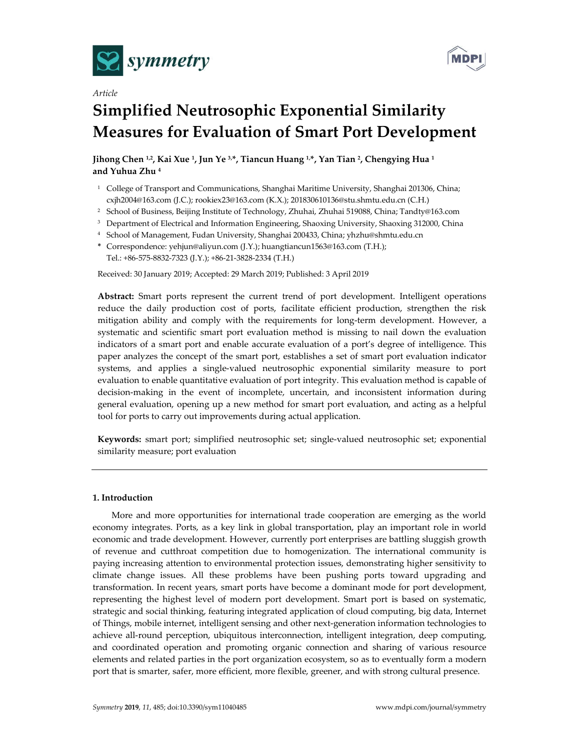*Article*

# Simplified Neutrosophic Exponential Similarity Measures for Evaluation of Smart Port Development

**Jihong Chen [1,2], Kai Xue [1], Jun Ye [3,*], Tiancun Huang [1,*], Yan Tian [2], Chengying Hua [1] and Yuhua Zhu [4]**

[1] College of Transport and Communications, Shanghai Maritime University, Shanghai 201306, China; cxjh2004@163.com (J.C.); rookiex23@163.com (K.X.); 201830610136@stu.shmtu.edu.cn (C.H.)

[2] School of Business, Beijing Institute of Technology, Zhuhai, Zhuhai 519088, China; Tandty@163.com

[3] Department of Electrical and Information Engineering, Shaoxing University, Shaoxing 312000, China

[4] School of Management, Fudan University, Shanghai 200433, China; yhzhu@shmtu.edu.cn

\* Correspondence: yehjun@aliyun.com (J.Y.); huangtiancun1563@163.com (T.H.); Tel.: +86-575-8832-7323 (J.Y.); +86-21-3828-2334 (T.H.)

Received: 30 January 2019; Accepted: 29 March 2019; Published: 3 April 2019

**Abstract:** Smart ports represent the current trend of port development. Intelligent operations reduce the daily production cost of ports, facilitate efficient production, strengthen the risk mitigation ability and comply with the requirements for long-term development. However, a systematic and scientific smart port evaluation method is missing to nail down the evaluation indicators of a smart port and enable accurate evaluation of a port's degree of intelligence. This paper analyzes the concept of the smart port, establishes a set of smart port evaluation indicator systems, and applies a single-valued neutrosophic exponential similarity measure to port evaluation to enable quantitative evaluation of port integrity. This evaluation method is capable of decision-making in the event of incomplete, uncertain, and inconsistent information during general evaluation, opening up a new method for smart port evaluation, and acting as a helpful tool for ports to carry out improvements during actual application.

**Keywords:** smart port; simplified neutrosophic set; single-valued neutrosophic set; exponential similarity measure; port evaluation

## 1. Introduction

More and more opportunities for international trade cooperation are emerging as the world economy integrates. Ports, as a key link in global transportation, play an important role in world economic and trade development. However, currently port enterprises are battling sluggish growth of revenue and cutthroat competition due to homogenization. The international community is paying increasing attention to environmental protection issues, demonstrating higher sensitivity to climate change issues. All these problems have been pushing ports toward upgrading and transformation. In recent years, smart ports have become a dominant mode for port development, representing the highest level of modern port development. Smart port is based on systematic, strategic and social thinking, featuring integrated application of cloud computing, big data, Internet of Things, mobile internet, intelligent sensing and other next-generation information technologies to achieve all-round perception, ubiquitous interconnection, intelligent integration, deep computing, and coordinated operation and promoting organic connection and sharing of various resource elements and related parties in the port organization ecosystem, so as to eventually form a modern port that is smarter, safer, more efficient, more flexible, greener, and with strong cultural presence.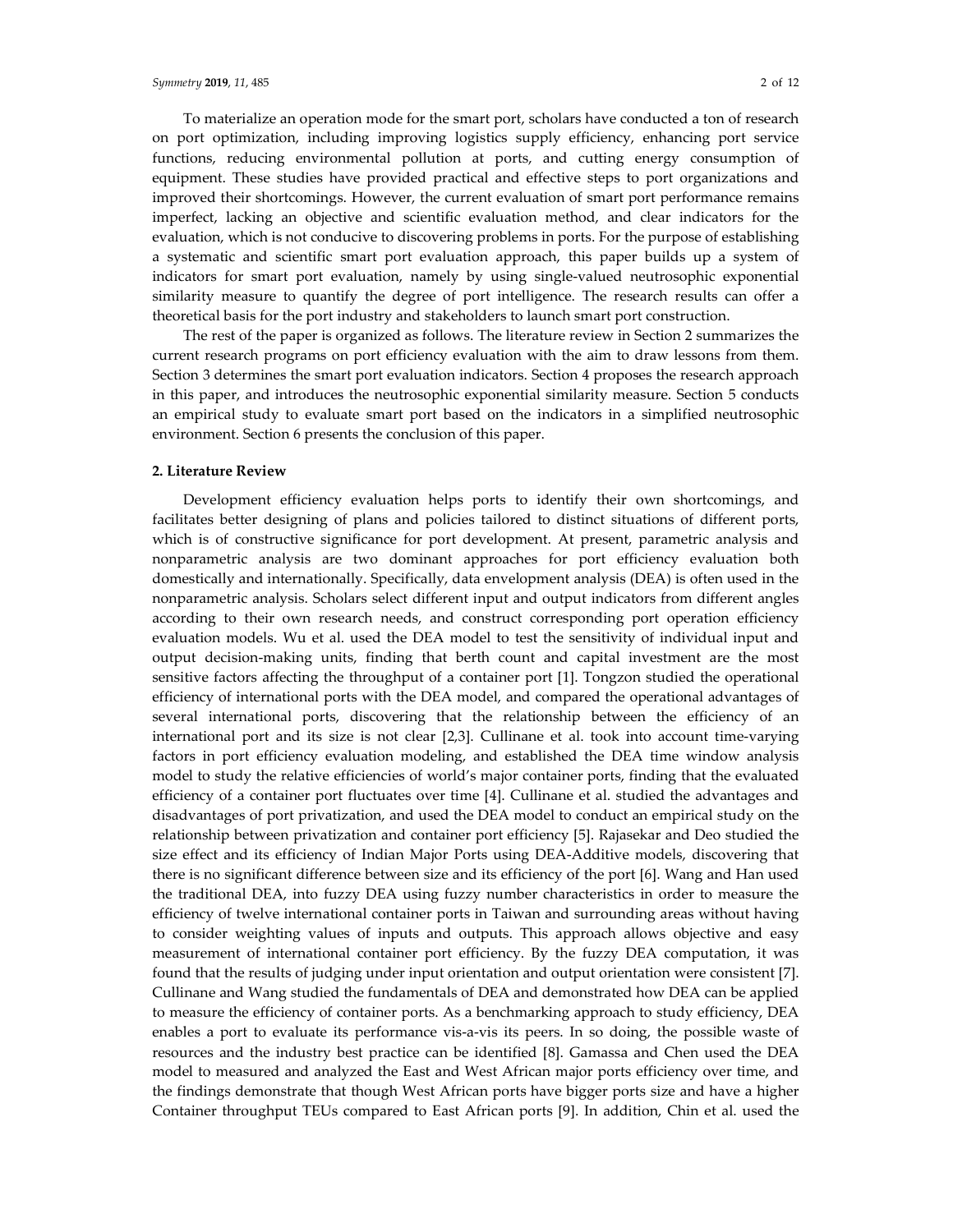To materialize an operation mode for the smart port, scholars have conducted a ton of research on port optimization, including improving logistics supply efficiency, enhancing port service functions, reducing environmental pollution at ports, and cutting energy consumption of equipment. These studies have provided practical and effective steps to port organizations and improved their shortcomings. However, the current evaluation of smart port performance remains imperfect, lacking an objective and scientific evaluation method, and clear indicators for the evaluation, which is not conducive to discovering problems in ports. For the purpose of establishing a systematic and scientific smart port evaluation approach, this paper builds up a system of indicators for smart port evaluation, namely by using single-valued neutrosophic exponential similarity measure to quantify the degree of port intelligence. The research results can offer a theoretical basis for the port industry and stakeholders to launch smart port construction.

The rest of the paper is organized as follows. The literature review in Section 2 summarizes the current research programs on port efficiency evaluation with the aim to draw lessons from them. Section 3 determines the smart port evaluation indicators. Section 4 proposes the research approach in this paper, and introduces the neutrosophic exponential similarity measure. Section 5 conducts an empirical study to evaluate smart port based on the indicators in a simplified neutrosophic environment. Section 6 presents the conclusion of this paper.

## 2. Literature Review

Development efficiency evaluation helps ports to identify their own shortcomings, and facilitates better designing of plans and policies tailored to distinct situations of different ports, which is of constructive significance for port development. At present, parametric analysis and nonparametric analysis are two dominant approaches for port efficiency evaluation both domestically and internationally. Specifically, data envelopment analysis (DEA) is often used in the nonparametric analysis. Scholars select different input and output indicators from different angles according to their own research needs, and construct corresponding port operation efficiency evaluation models. Wu et al. used the DEA model to test the sensitivity of individual input and output decision-making units, finding that berth count and capital investment are the most sensitive factors affecting the throughput of a container port [1]. Tongzon studied the operational efficiency of international ports with the DEA model, and compared the operational advantages of several international ports, discovering that the relationship between the efficiency of an international port and its size is not clear [2,3]. Cullinane et al. took into account time-varying factors in port efficiency evaluation modeling, and established the DEA time window analysis model to study the relative efficiencies of world's major container ports, finding that the evaluated efficiency of a container port fluctuates over time [4]. Cullinane et al. studied the advantages and disadvantages of port privatization, and used the DEA model to conduct an empirical study on the relationship between privatization and container port efficiency [5]. Rajasekar and Deo studied the size effect and its efficiency of Indian Major Ports using DEA-Additive models, discovering that there is no significant difference between size and its efficiency of the port [6]. Wang and Han used the traditional DEA, into fuzzy DEA using fuzzy number characteristics in order to measure the efficiency of twelve international container ports in Taiwan and surrounding areas without having to consider weighting values of inputs and outputs. This approach allows objective and easy measurement of international container port efficiency. By the fuzzy DEA computation, it was found that the results of judging under input orientation and output orientation were consistent [7]. Cullinane and Wang studied the fundamentals of DEA and demonstrated how DEA can be applied to measure the efficiency of container ports. As a benchmarking approach to study efficiency, DEA enables a port to evaluate its performance vis-a-vis its peers. In so doing, the possible waste of resources and the industry best practice can be identified [8]. Gamassa and Chen used the DEA model to measured and analyzed the East and West African major ports efficiency over time, and the findings demonstrate that though West African ports have bigger ports size and have a higher Container throughput TEUs compared to East African ports [9]. In addition, Chin et al. used the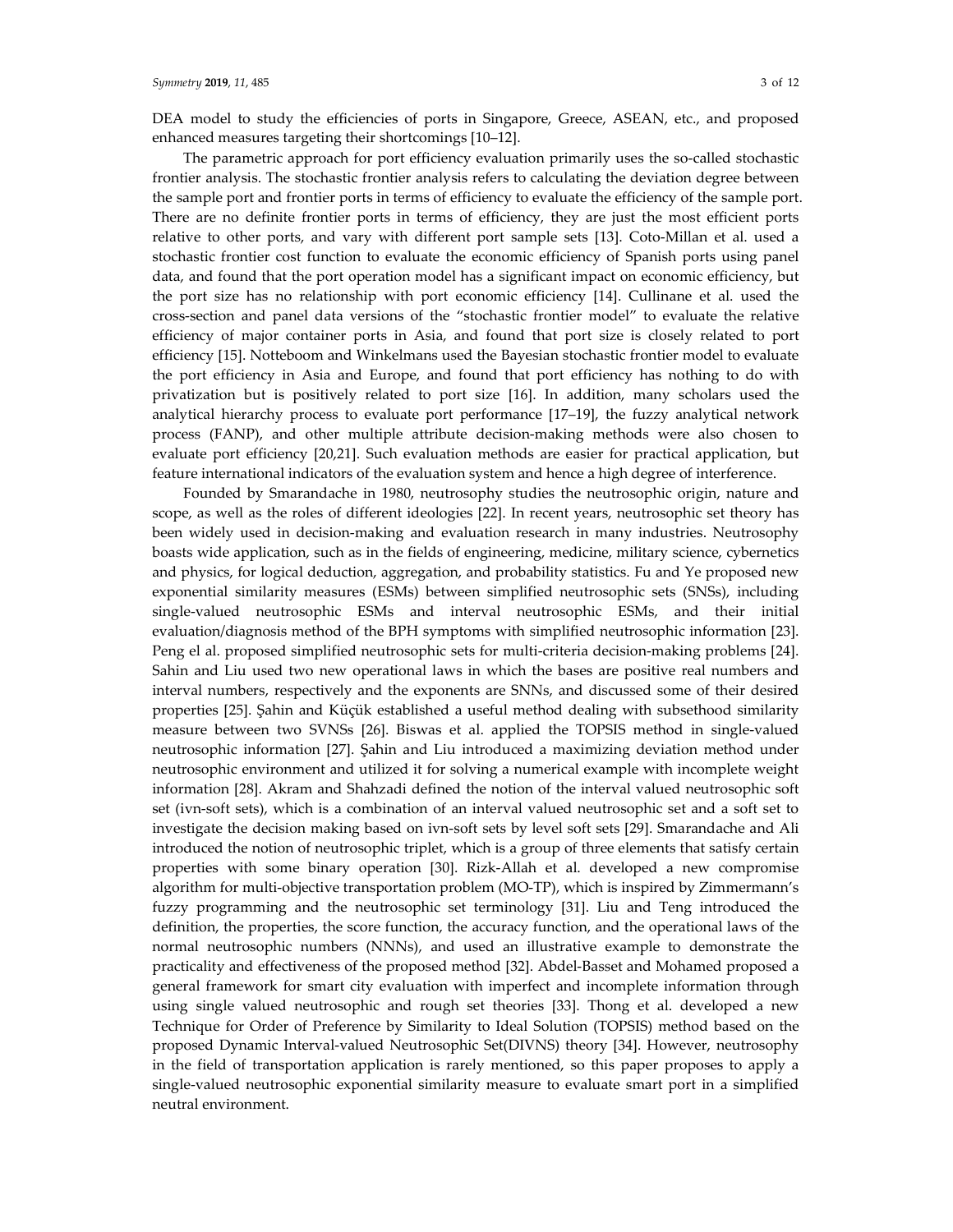DEA model to study the efficiencies of ports in Singapore, Greece, ASEAN, etc., and proposed enhanced measures targeting their shortcomings [10–12].

The parametric approach for port efficiency evaluation primarily uses the so-called stochastic frontier analysis. The stochastic frontier analysis refers to calculating the deviation degree between the sample port and frontier ports in terms of efficiency to evaluate the efficiency of the sample port. There are no definite frontier ports in terms of efficiency, they are just the most efficient ports relative to other ports, and vary with different port sample sets [13]. Coto-Millan et al. used a stochastic frontier cost function to evaluate the economic efficiency of Spanish ports using panel data, and found that the port operation model has a significant impact on economic efficiency, but the port size has no relationship with port economic efficiency [14]. Cullinane et al. used the cross-section and panel data versions of the "stochastic frontier model" to evaluate the relative efficiency of major container ports in Asia, and found that port size is closely related to port efficiency [15]. Notteboom and Winkelmans used the Bayesian stochastic frontier model to evaluate the port efficiency in Asia and Europe, and found that port efficiency has nothing to do with privatization but is positively related to port size [16]. In addition, many scholars used the analytical hierarchy process to evaluate port performance [17–19], the fuzzy analytical network process (FANP), and other multiple attribute decision-making methods were also chosen to evaluate port efficiency [20,21]. Such evaluation methods are easier for practical application, but feature international indicators of the evaluation system and hence a high degree of interference.

Founded by Smarandache in 1980, neutrosophy studies the neutrosophic origin, nature and scope, as well as the roles of different ideologies [22]. In recent years, neutrosophic set theory has been widely used in decision-making and evaluation research in many industries. Neutrosophy boasts wide application, such as in the fields of engineering, medicine, military science, cybernetics and physics, for logical deduction, aggregation, and probability statistics. Fu and Ye proposed new exponential similarity measures (ESMs) between simplified neutrosophic sets (SNSs), including single-valued neutrosophic ESMs and interval neutrosophic ESMs, and their initial evaluation/diagnosis method of the BPH symptoms with simplified neutrosophic information [23]. Peng el al. proposed simplified neutrosophic sets for multi-criteria decision-making problems [24]. Sahin and Liu used two new operational laws in which the bases are positive real numbers and interval numbers, respectively and the exponents are SNNs, and discussed some of their desired properties [25]. Şahin and Küçük established a useful method dealing with subsethood similarity measure between two SVNSs [26]. Biswas et al. applied the TOPSIS method in single-valued neutrosophic information [27]. Şahin and Liu introduced a maximizing deviation method under neutrosophic environment and utilized it for solving a numerical example with incomplete weight information [28]. Akram and Shahzadi defined the notion of the interval valued neutrosophic soft set (ivn-soft sets), which is a combination of an interval valued neutrosophic set and a soft set to investigate the decision making based on ivn-soft sets by level soft sets [29]. Smarandache and Ali introduced the notion of neutrosophic triplet, which is a group of three elements that satisfy certain properties with some binary operation [30]. Rizk-Allah et al. developed a new compromise algorithm for multi-objective transportation problem (MO-TP), which is inspired by Zimmermann's fuzzy programming and the neutrosophic set terminology [31]. Liu and Teng introduced the definition, the properties, the score function, the accuracy function, and the operational laws of the normal neutrosophic numbers (NNNs), and used an illustrative example to demonstrate the practicality and effectiveness of the proposed method [32]. Abdel-Basset and Mohamed proposed a general framework for smart city evaluation with imperfect and incomplete information through using single valued neutrosophic and rough set theories [33]. Thong et al. developed a new Technique for Order of Preference by Similarity to Ideal Solution (TOPSIS) method based on the proposed Dynamic Interval-valued Neutrosophic Set(DIVNS) theory [34]. However, neutrosophy in the field of transportation application is rarely mentioned, so this paper proposes to apply a single-valued neutrosophic exponential similarity measure to evaluate smart port in a simplified neutral environment.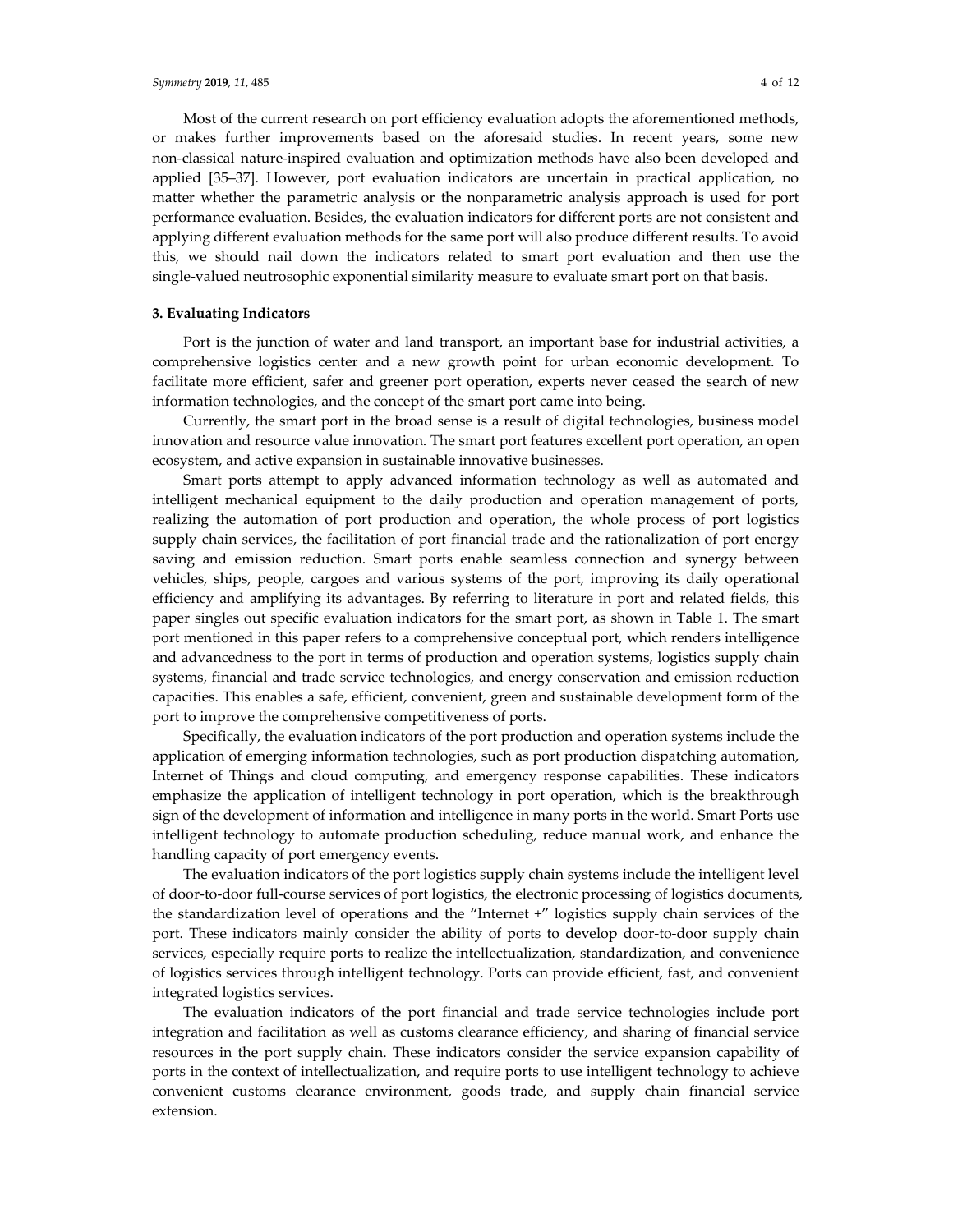Most of the current research on port efficiency evaluation adopts the aforementioned methods, or makes further improvements based on the aforesaid studies. In recent years, some new non-classical nature-inspired evaluation and optimization methods have also been developed and applied [35–37]. However, port evaluation indicators are uncertain in practical application, no matter whether the parametric analysis or the nonparametric analysis approach is used for port performance evaluation. Besides, the evaluation indicators for different ports are not consistent and applying different evaluation methods for the same port will also produce different results. To avoid this, we should nail down the indicators related to smart port evaluation and then use the single-valued neutrosophic exponential similarity measure to evaluate smart port on that basis.

## 3. Evaluating Indicators

Port is the junction of water and land transport, an important base for industrial activities, a comprehensive logistics center and a new growth point for urban economic development. To facilitate more efficient, safer and greener port operation, experts never ceased the search of new information technologies, and the concept of the smart port came into being.

Currently, the smart port in the broad sense is a result of digital technologies, business model innovation and resource value innovation. The smart port features excellent port operation, an open ecosystem, and active expansion in sustainable innovative businesses.

Smart ports attempt to apply advanced information technology as well as automated and intelligent mechanical equipment to the daily production and operation management of ports, realizing the automation of port production and operation, the whole process of port logistics supply chain services, the facilitation of port financial trade and the rationalization of port energy saving and emission reduction. Smart ports enable seamless connection and synergy between vehicles, ships, people, cargoes and various systems of the port, improving its daily operational efficiency and amplifying its advantages. By referring to literature in port and related fields, this paper singles out specific evaluation indicators for the smart port, as shown in Table 1. The smart port mentioned in this paper refers to a comprehensive conceptual port, which renders intelligence and advancedness to the port in terms of production and operation systems, logistics supply chain systems, financial and trade service technologies, and energy conservation and emission reduction capacities. This enables a safe, efficient, convenient, green and sustainable development form of the port to improve the comprehensive competitiveness of ports.

Specifically, the evaluation indicators of the port production and operation systems include the application of emerging information technologies, such as port production dispatching automation, Internet of Things and cloud computing, and emergency response capabilities. These indicators emphasize the application of intelligent technology in port operation, which is the breakthrough sign of the development of information and intelligence in many ports in the world. Smart Ports use intelligent technology to automate production scheduling, reduce manual work, and enhance the handling capacity of port emergency events.

The evaluation indicators of the port logistics supply chain systems include the intelligent level of door-to-door full-course services of port logistics, the electronic processing of logistics documents, the standardization level of operations and the "Internet +" logistics supply chain services of the port. These indicators mainly consider the ability of ports to develop door-to-door supply chain services, especially require ports to realize the intellectualization, standardization, and convenience of logistics services through intelligent technology. Ports can provide efficient, fast, and convenient integrated logistics services.

The evaluation indicators of the port financial and trade service technologies include port integration and facilitation as well as customs clearance efficiency, and sharing of financial service resources in the port supply chain. These indicators consider the service expansion capability of ports in the context of intellectualization, and require ports to use intelligent technology to achieve convenient customs clearance environment, goods trade, and supply chain financial service extension.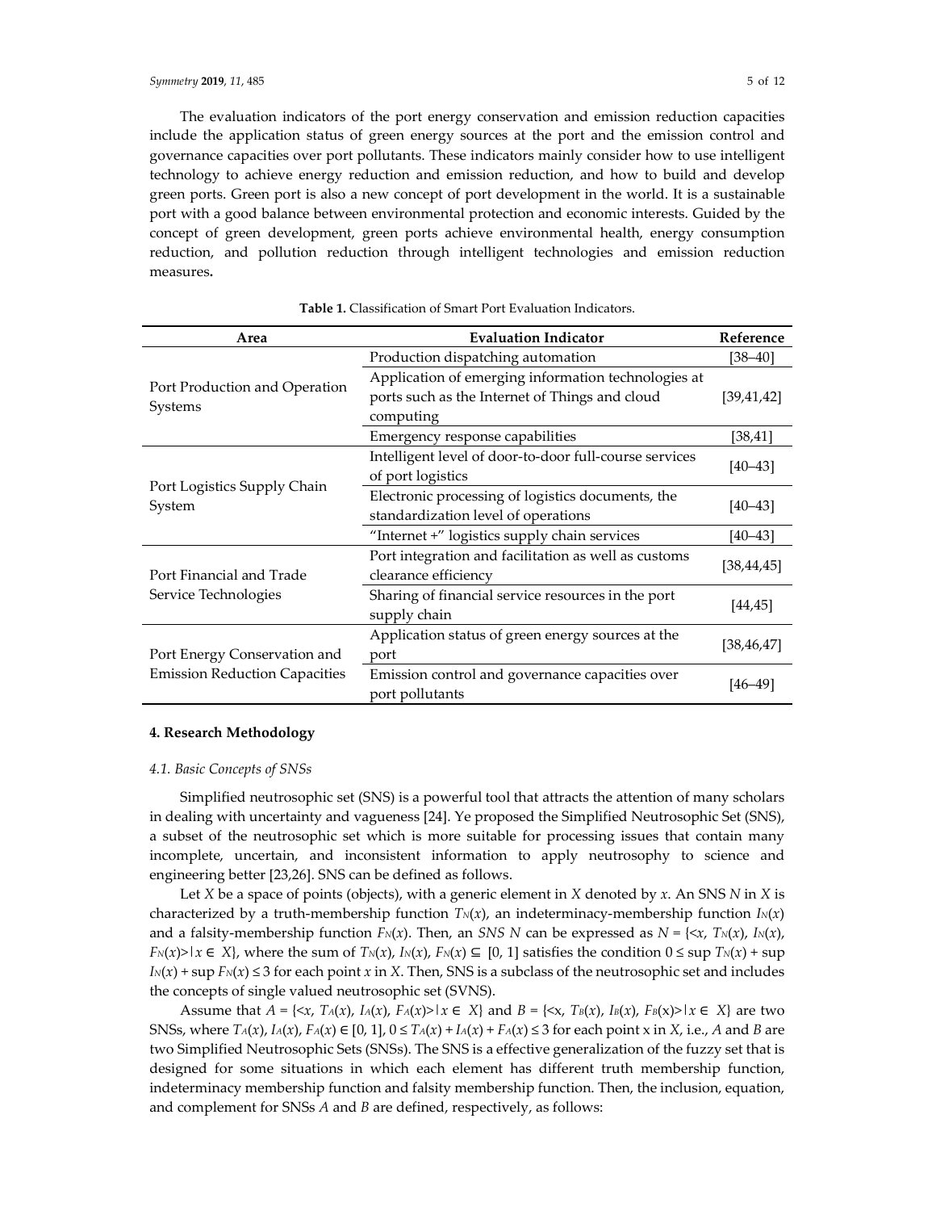The evaluation indicators of the port energy conservation and emission reduction capacities include the application status of green energy sources at the port and the emission control and governance capacities over port pollutants. These indicators mainly consider how to use intelligent technology to achieve energy reduction and emission reduction, and how to build and develop green ports. Green port is also a new concept of port development in the world. It is a sustainable port with a good balance between environmental protection and economic interests. Guided by the concept of green development, green ports achieve environmental health, energy consumption reduction, and pollution reduction through intelligent technologies and emission reduction measures**.**

**Table 1.** Classification of Smart Port Evaluation Indicators.

| Area | Evaluation Indicator | Reference |
|---|---|---|
| Port Production and Operation Systems | Production dispatching automation | [38–40] |
| | Application of emerging information technologies at ports such as the Internet of Things and cloud computing | [39,41,42] |
| | Emergency response capabilities | [38,41] |
| Port Logistics Supply Chain System | Intelligent level of door-to-door full-course services of port logistics | [40–43] |
| | Electronic processing of logistics documents, the standardization level of operations | [40–43] |
| | "Internet +" logistics supply chain services | [40–43] |
| Port Financial and Trade Service Technologies | Port integration and facilitation as well as customs clearance efficiency | [38,44,45] |
| | Sharing of financial service resources in the port supply chain | [44,45] |
| Port Energy Conservation and Emission Reduction Capacities | Application status of green energy sources at the port | [38,46,47] |
| | Emission control and governance capacities over port pollutants | [46–49] |

## 4. Research Methodology

### *4.1. Basic Concepts of SNSs*

Simplified neutrosophic set (SNS) is a powerful tool that attracts the attention of many scholars in dealing with uncertainty and vagueness [24]. Ye proposed the Simplified Neutrosophic Set (SNS), a subset of the neutrosophic set which is more suitable for processing issues that contain many incomplete, uncertain, and inconsistent information to apply neutrosophy to science and engineering better [23,26]. SNS can be defined as follows.

Let $X$ be a space of points (objects), with a generic element in $X$ denoted by $x$. An SNS $N$ in $X$ is characterized by a truth-membership function $T_N(x)$, an indeterminacy-membership function $I_N(x)$ and a falsity-membership function $F_N(x)$. Then, an *SNS* $N$ can be expressed as $N = \{<x, T_N(x), I_N(x), F_N(x)> | x \in X\}$, where the sum of $T_N(x), I_N(x), F_N(x) \subseteq [0, 1]$ satisfies the condition $0 \leq \sup T_N(x) + \sup I_N(x) + \sup F_N(x) \leq 3$ for each point $x$ in $X$. Then, SNS is a subclass of the neutrosophic set and includes the concepts of single valued neutrosophic set (SVNS).

Assume that $A = \{<x, T_A(x), I_A(x), F_A(x)> | x \in X\}$ and $B = \{<x, T_B(x), I_B(x), F_B(x)> | x \in X\}$ are two SNSs, where $T_A(x), I_A(x), F_A(x) \in [0, 1]$, $0 \leq T_A(x) + I_A(x) + F_A(x) \leq 3$ for each point x in $X$, i.e., $A$ and $B$ are two Simplified Neutrosophic Sets (SNSs). The SNS is a effective generalization of the fuzzy set that is designed for some situations in which each element has different truth membership function, indeterminacy membership function and falsity membership function. Then, the inclusion, equation, and complement for SNSs $A$ and $B$ are defined, respectively, as follows: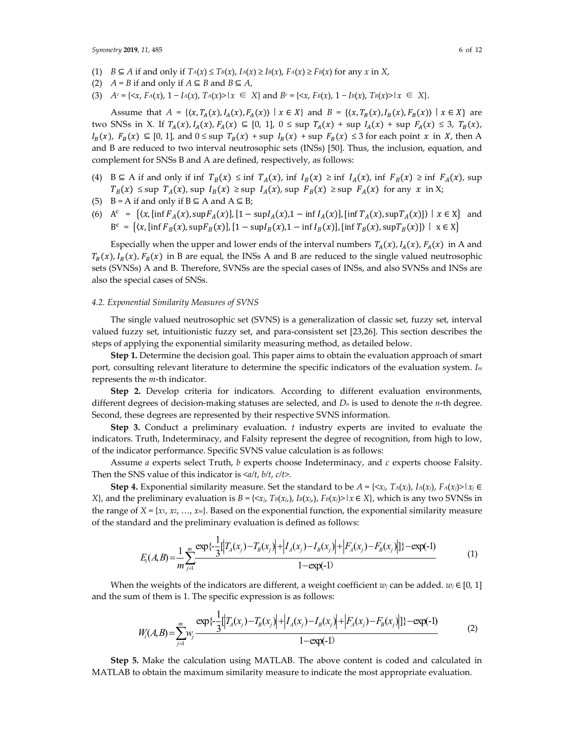(1) $B \subseteq A$ if and only if $T_A(x) \le T_B(x)$, $I_A(x) \ge I_B(x)$, $F_A(x) \ge F_B(x)$ for any $x$ in $X$,

(2) $A = B$ if and only if $A \subseteq B$ and $B \subseteq A$,

(3) $A^c = \{<x, F_A(x), 1 - I_A(x), T_A(x)> | x \in X\}$ and $B^c = \{<x, F_B(x), 1 - I_B(x), T_B(x)> | x \in X\}$.

Assume that $A = \{\langle x, T_A(x), I_A(x), F_A(x)\rangle \mid x \in X\}$ and $B = \{\langle x, T_B(x), I_B(x), F_B(x)\rangle \mid x \in X\}$ are two SNSs in X. If $T_A(x), I_A(x), F_A(x) \subseteq [0, 1]$, $0 \le \sup T_A(x) + \sup I_A(x) + \sup F_A(x) \le 3$, $T_B(x)$, $I_B(x)$, $F_B(x) \subseteq [0, 1]$, and $0 \le \sup T_B(x) + \sup I_B(x) + \sup F_B(x) \le 3$ for each point $x$ in $X$, then A and B are reduced to two interval neutrosophic sets (INSs) [50]. Thus, the inclusion, equation, and complement for SNSs B and A are defined, respectively, as follows:

(4) $B \subseteq A$ if and only if $\inf T_B(x) \le \inf T_A(x)$, $\inf I_B(x) \ge \inf I_A(x)$, $\inf F_B(x) \ge \inf F_A(x)$, $\sup T_B(x) \le \sup T_A(x)$, $\sup I_B(x) \ge \sup I_A(x)$, $\sup F_B(x) \ge \sup F_A(x)$ for any $x$ in X;

(5) $B = A$ if and only if $B \subseteq A$ and $A \subseteq B$;

(6) $A^c = \{\langle x, [\inf F_A(x), \sup F_A(x)], [1 - \sup I_A(x), 1 - \inf I_A(x)], [\inf T_A(x), \sup T_A(x)]\rangle \mid x \in X\}$ and $B^c = \{\langle x, [\inf F_B(x), \sup F_B(x)], [1 - \sup I_B(x), 1 - \inf I_B(x)], [\inf T_B(x), \sup T_B(x)]\rangle \mid x \in X\}$

Especially when the upper and lower ends of the interval numbers $T_A(x), I_A(x), F_A(x)$ in A and $T_B(x), I_B(x), F_B(x)$ in B are equal, the INSs A and B are reduced to the single valued neutrosophic sets (SVNSs) A and B. Therefore, SVNSs are the special cases of INSs, and also SVNSs and INSs are also the special cases of SNSs.

### *4.2. Exponential Similarity Measures of SVNS*

The single valued neutrosophic set (SVNS) is a generalization of classic set, fuzzy set, interval valued fuzzy set, intuitionistic fuzzy set, and para-consistent set [23,26]. This section describes the steps of applying the exponential similarity measuring method, as detailed below.

**Step 1.** Determine the decision goal. This paper aims to obtain the evaluation approach of smart port, consulting relevant literature to determine the specific indicators of the evaluation system. $I_m$ represents the *m*-th indicator.

**Step 2.** Develop criteria for indicators. According to different evaluation environments, different degrees of decision-making statuses are selected, and $D_n$ is used to denote the *n*-th degree. Second, these degrees are represented by their respective SVNS information.

**Step 3.** Conduct a preliminary evaluation. *t* industry experts are invited to evaluate the indicators. Truth, Indeterminacy, and Falsity represent the degree of recognition, from high to low, of the indicator performance. Specific SVNS value calculation is as follows:

Assume *a* experts select Truth, *b* experts choose Indeterminacy, and *c* experts choose Falsity. Then the SNS value of this indicator is $<a/t, b/t, c/t>$.

**Step 4.** Exponential similarity measure. Set the standard to be $A = \{<x_j, T_A(x_j), I_A(x_j), F_A(x_j)> | x_j \in X\}$, and the preliminary evaluation is $B = \{<x_j, T_B(x_j), I_B(x_j), F_B(x_j)> | x \in X\}$, which is any two SVNSs in the range of $X = \{x_1, x_2, \ldots, x_m\}$. Based on the exponential function, the exponential similarity measure of the standard and the preliminary evaluation is defined as follows:

$$E_i(A,B) = \frac{1}{m}\sum_{j=1}^{m} \frac{\exp\{-\frac{1}{3}[|T_A(x_j) - T_B(x_j)| + |I_A(x_j) - I_B(x_j)| + |F_A(x_j) - F_B(x_j)|]\} - \exp(-1)}{1 - \exp(-1)} \quad (1)$$

When the weights of the indicators are different, a weight coefficient $w_j$ can be added. $w_j \in [0, 1]$ and the sum of them is 1. The specific expression is as follows:

$$W_i(A,B) = \sum_{j=1}^{m} w_j \frac{\exp\{-\frac{1}{3}[|T_A(x_j) - T_B(x_j)| + |I_A(x_j) - I_B(x_j)| + |F_A(x_j) - F_B(x_j)|]\} - \exp(-1)}{1 - \exp(-1)} \quad (2)$$

**Step 5.** Make the calculation using MATLAB. The above content is coded and calculated in MATLAB to obtain the maximum similarity measure to indicate the most appropriate evaluation.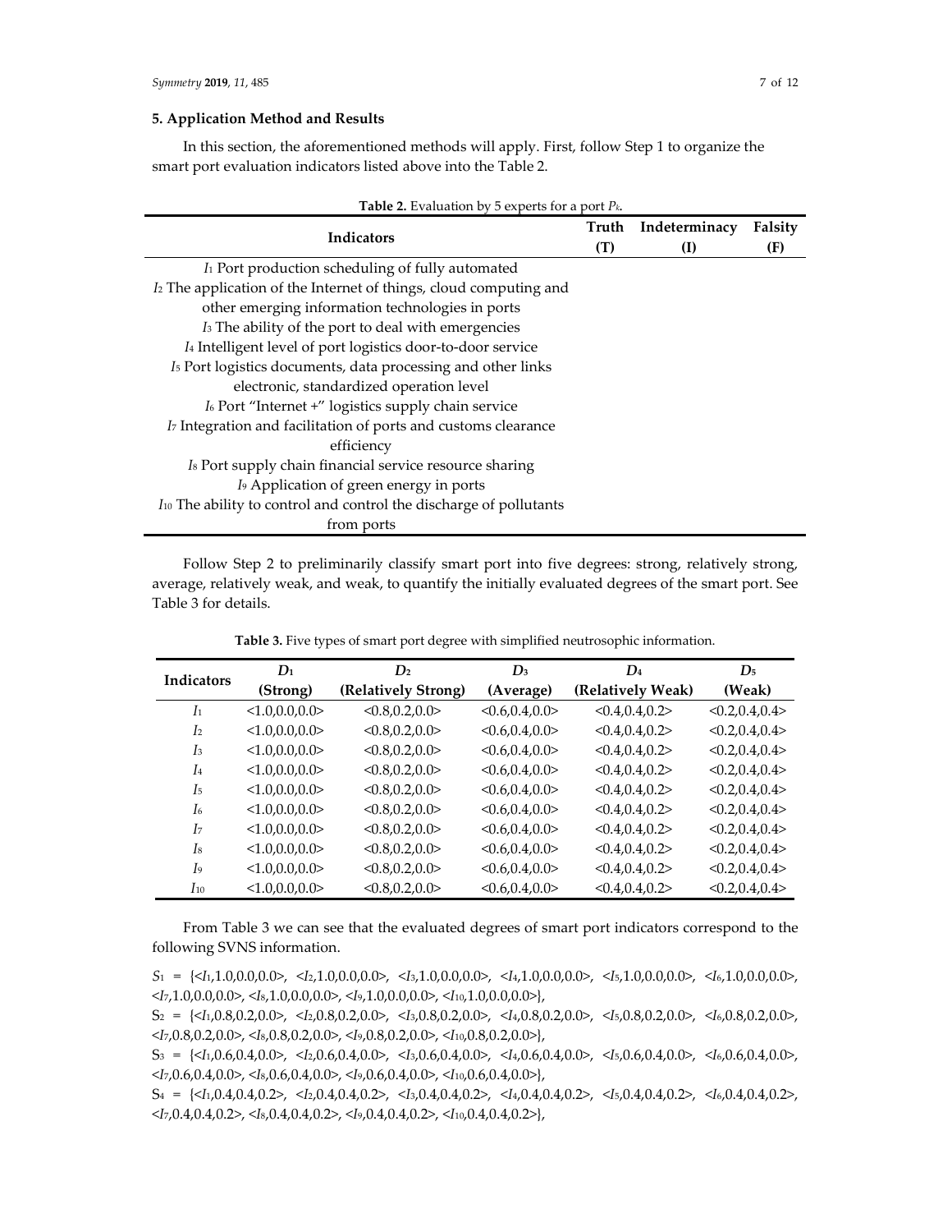### 5. Application Method and Results

In this section, the aforementioned methods will apply. First, follow Step 1 to organize the smart port evaluation indicators listed above into the Table 2.

**Table 2.** Evaluation by 5 experts for a port $P_k$.

| Indicators | Truth (T) | Indeterminacy (I) | Falsity (F) |
|---|---|---|---|
| $I_1$ Port production scheduling of fully automated | | | |
| $I_2$ The application of the Internet of things, cloud computing and other emerging information technologies in ports | | | |
| $I_3$ The ability of the port to deal with emergencies | | | |
| $I_4$ Intelligent level of port logistics door-to-door service | | | |
| $I_5$ Port logistics documents, data processing and other links electronic, standardized operation level | | | |
| $I_6$ Port "Internet +" logistics supply chain service | | | |
| $I_7$ Integration and facilitation of ports and customs clearance efficiency | | | |
| $I_8$ Port supply chain financial service resource sharing | | | |
| $I_9$ Application of green energy in ports | | | |
| $I_{10}$ The ability to control and control the discharge of pollutants from ports | | | |

Follow Step 2 to preliminarily classify smart port into five degrees: strong, relatively strong, average, relatively weak, and weak, to quantify the initially evaluated degrees of the smart port. See Table 3 for details.

**Table 3.** Five types of smart port degree with simplified neutrosophic information.

| Indicators | $D_1$ (Strong) | $D_2$ (Relatively Strong) | $D_3$ (Average) | $D_4$ (Relatively Weak) | $D_5$ (Weak) |
|---|---|---|---|---|---|
| $I_1$ | <1.0,0.0,0.0> | <0.8,0.2,0.0> | <0.6,0.4,0.0> | <0.4,0.4,0.2> | <0.2,0.4,0.4> |
| $I_2$ | <1.0,0.0,0.0> | <0.8,0.2,0.0> | <0.6,0.4,0.0> | <0.4,0.4,0.2> | <0.2,0.4,0.4> |
| $I_3$ | <1.0,0.0,0.0> | <0.8,0.2,0.0> | <0.6,0.4,0.0> | <0.4,0.4,0.2> | <0.2,0.4,0.4> |
| $I_4$ | <1.0,0.0,0.0> | <0.8,0.2,0.0> | <0.6,0.4,0.0> | <0.4,0.4,0.2> | <0.2,0.4,0.4> |
| $I_5$ | <1.0,0.0,0.0> | <0.8,0.2,0.0> | <0.6,0.4,0.0> | <0.4,0.4,0.2> | <0.2,0.4,0.4> |
| $I_6$ | <1.0,0.0,0.0> | <0.8,0.2,0.0> | <0.6,0.4,0.0> | <0.4,0.4,0.2> | <0.2,0.4,0.4> |
| $I_7$ | <1.0,0.0,0.0> | <0.8,0.2,0.0> | <0.6,0.4,0.0> | <0.4,0.4,0.2> | <0.2,0.4,0.4> |
| $I_8$ | <1.0,0.0,0.0> | <0.8,0.2,0.0> | <0.6,0.4,0.0> | <0.4,0.4,0.2> | <0.2,0.4,0.4> |
| $I_9$ | <1.0,0.0,0.0> | <0.8,0.2,0.0> | <0.6,0.4,0.0> | <0.4,0.4,0.2> | <0.2,0.4,0.4> |
| $I_{10}$ | <1.0,0.0,0.0> | <0.8,0.2,0.0> | <0.6,0.4,0.0> | <0.4,0.4,0.2> | <0.2,0.4,0.4> |

From Table 3 we can see that the evaluated degrees of smart port indicators correspond to the following SVNS information.

$S_1$ = {< $I_1$,1.0,0.0,0.0>, < $I_2$,1.0,0.0,0.0>, < $I_3$,1.0,0.0,0.0>, < $I_4$,1.0,0.0,0.0>, < $I_5$,1.0,0.0,0.0>, < $I_6$,1.0,0.0,0.0>, < $I_7$,1.0,0.0,0.0>, < $I_8$,1.0,0.0,0.0>, < $I_9$,1.0,0.0,0.0>, < $I_{10}$,1.0,0.0,0.0>},

$S_2$ = {< $I_1$,0.8,0.2,0.0>, < $I_2$,0.8,0.2,0.0>, < $I_3$,0.8,0.2,0.0>, < $I_4$,0.8,0.2,0.0>, < $I_5$,0.8,0.2,0.0>, < $I_6$,0.8,0.2,0.0>, < $I_7$,0.8,0.2,0.0>, < $I_8$,0.8,0.2,0.0>, < $I_9$,0.8,0.2,0.0>, < $I_{10}$,0.8,0.2,0.0>},

$S_3$ = {< $I_1$,0.6,0.4,0.0>, < $I_2$,0.6,0.4,0.0>, < $I_3$,0.6,0.4,0.0>, < $I_4$,0.6,0.4,0.0>, < $I_5$,0.6,0.4,0.0>, < $I_6$,0.6,0.4,0.0>, < $I_7$,0.6,0.4,0.0>, < $I_8$,0.6,0.4,0.0>, < $I_9$,0.6,0.4,0.0>, < $I_{10}$,0.6,0.4,0.0>},

$S_4$ = {< $I_1$,0.4,0.4,0.2>, < $I_2$,0.4,0.4,0.2>, < $I_3$,0.4,0.4,0.2>, < $I_4$,0.4,0.4,0.2>, < $I_5$,0.4,0.4,0.2>, < $I_6$,0.4,0.4,0.2>, < $I_7$,0.4,0.4,0.2>, < $I_8$,0.4,0.4,0.2>, < $I_9$,0.4,0.4,0.2>, < $I_{10}$,0.4,0.4,0.2>},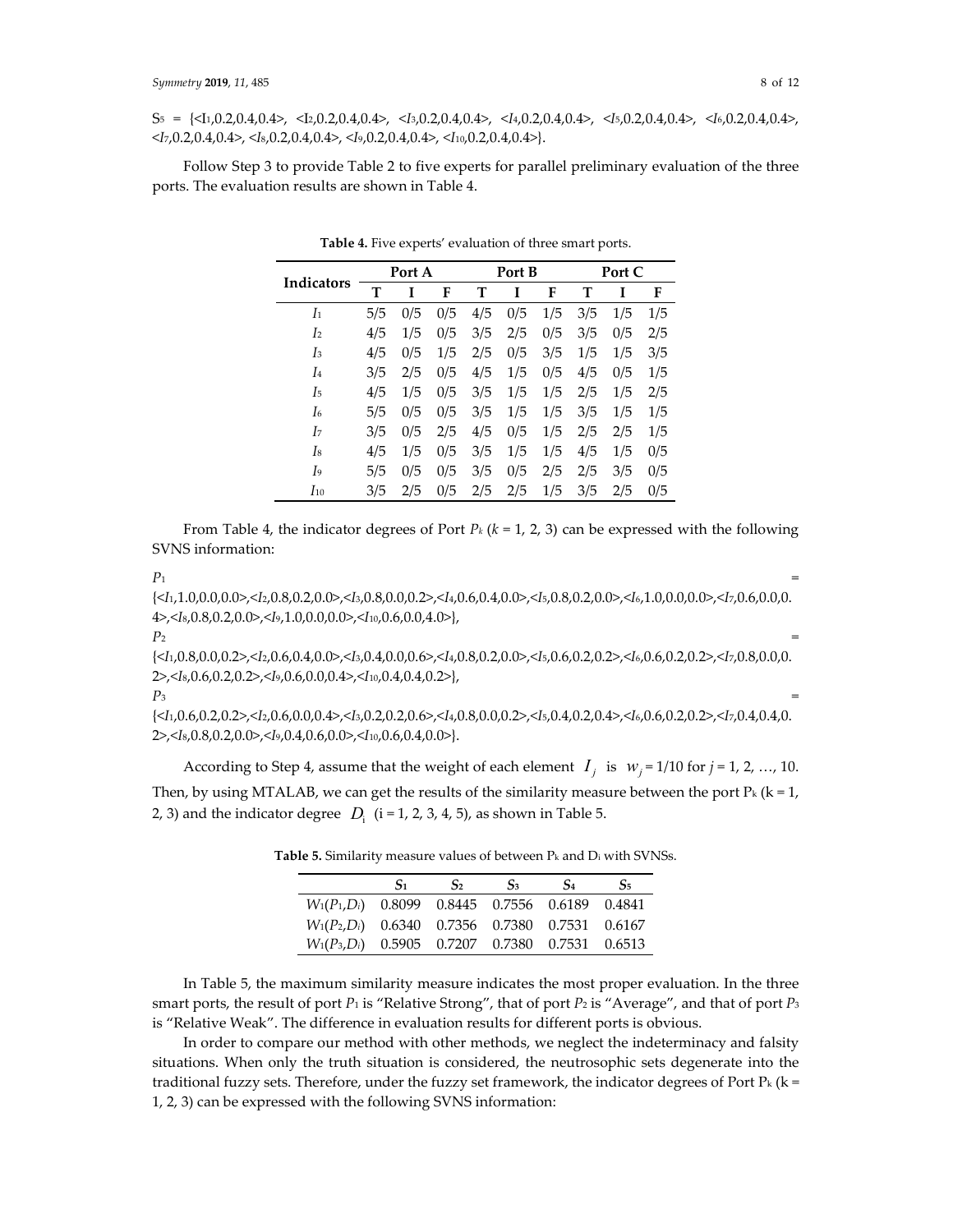$S_5$ = {<$I_1$,0.2,0.4,0.4>, <$I_2$,0.2,0.4,0.4>, <$I_3$,0.2,0.4,0.4>, <$I_4$,0.2,0.4,0.4>, <$I_5$,0.2,0.4,0.4>, <$I_6$,0.2,0.4,0.4>, <$I_7$,0.2,0.4,0.4>, <$I_8$,0.2,0.4,0.4>, <$I_9$,0.2,0.4,0.4>, <$I_{10}$,0.2,0.4,0.4>}.

Follow Step 3 to provide Table 2 to five experts for parallel preliminary evaluation of the three ports. The evaluation results are shown in Table 4.

**Table 4.** Five experts' evaluation of three smart ports.

| Indicators | Port A | | | Port B | | | Port C | | |
|---|---|---|---|---|---|---|---|---|---|
| | T | I | F | T | I | F | T | I | F |
| $I_1$ | 5/5 | 0/5 | 0/5 | 4/5 | 0/5 | 1/5 | 3/5 | 1/5 | 1/5 |
| $I_2$ | 4/5 | 1/5 | 0/5 | 3/5 | 2/5 | 0/5 | 3/5 | 0/5 | 2/5 |
| $I_3$ | 4/5 | 0/5 | 1/5 | 2/5 | 0/5 | 3/5 | 1/5 | 1/5 | 3/5 |
| $I_4$ | 3/5 | 2/5 | 0/5 | 4/5 | 1/5 | 0/5 | 4/5 | 0/5 | 1/5 |
| $I_5$ | 4/5 | 1/5 | 0/5 | 3/5 | 1/5 | 1/5 | 2/5 | 1/5 | 2/5 |
| $I_6$ | 5/5 | 0/5 | 0/5 | 3/5 | 1/5 | 1/5 | 3/5 | 1/5 | 1/5 |
| $I_7$ | 3/5 | 0/5 | 2/5 | 4/5 | 0/5 | 1/5 | 2/5 | 2/5 | 1/5 |
| $I_8$ | 4/5 | 1/5 | 0/5 | 3/5 | 1/5 | 1/5 | 4/5 | 1/5 | 0/5 |
| $I_9$ | 5/5 | 0/5 | 0/5 | 3/5 | 0/5 | 2/5 | 2/5 | 3/5 | 0/5 |
| $I_{10}$ | 3/5 | 2/5 | 0/5 | 2/5 | 2/5 | 1/5 | 3/5 | 2/5 | 0/5 |

From Table 4, the indicator degrees of Port $P_k$ ($k$ = 1, 2, 3) can be expressed with the following SVNS information:

$P_1$ = {<$I_1$,1.0,0.0,0.0>,<$I_2$,0.8,0.2,0.0>,<$I_3$,0.8,0.0,0.2>,<$I_4$,0.6,0.4,0.0>,<$I_5$,0.8,0.2,0.0>,<$I_6$,1.0,0.0,0.0>,<$I_7$,0.6,0.0,0.4>,<$I_8$,0.8,0.2,0.0>,<$I_9$,1.0,0.0,0.0>,<$I_{10}$,0.6,0.0,4.0>},

$P_2$ = {<$I_1$,0.8,0.0,0.2>,<$I_2$,0.6,0.4,0.0>,<$I_3$,0.4,0.0,0.6>,<$I_4$,0.8,0.2,0.0>,<$I_5$,0.6,0.2,0.2>,<$I_6$,0.6,0.2,0.2>,<$I_7$,0.8,0.0,0.2>,<$I_8$,0.6,0.2,0.2>,<$I_9$,0.6,0.0,0.4>,<$I_{10}$,0.4,0.4,0.2>},

$P_3$ = {<$I_1$,0.6,0.2,0.2>,<$I_2$,0.6,0.0,0.4>,<$I_3$,0.2,0.2,0.6>,<$I_4$,0.8,0.0,0.2>,<$I_5$,0.4,0.2,0.4>,<$I_6$,0.6,0.2,0.2>,<$I_7$,0.4,0.4,0.2>,<$I_8$,0.8,0.2,0.0>,<$I_9$,0.4,0.6,0.0>,<$I_{10}$,0.6,0.4,0.0>}.

According to Step 4, assume that the weight of each element $I_j$ is $w_j$ = 1/10 for $j$ = 1, 2, …, 10. Then, by using MTALAB, we can get the results of the similarity measure between the port $P_k$ (k = 1, 2, 3) and the indicator degree $D_i$ (i = 1, 2, 3, 4, 5), as shown in Table 5.

**Table 5.** Similarity measure values of between $P_k$ and $D_i$ with SVNSs.

| | $S_1$ | $S_2$ | $S_3$ | $S_4$ | $S_5$ |
|---|---|---|---|---|---|
| $W_1(P_1,D_i)$ | 0.8099 | 0.8445 | 0.7556 | 0.6189 | 0.4841 |
| $W_1(P_2,D_i)$ | 0.6340 | 0.7356 | 0.7380 | 0.7531 | 0.6167 |
| $W_1(P_3,D_i)$ | 0.5905 | 0.7207 | 0.7380 | 0.7531 | 0.6513 |

In Table 5, the maximum similarity measure indicates the most proper evaluation. In the three smart ports, the result of port $P_1$ is "Relative Strong", that of port $P_2$ is "Average", and that of port $P_3$ is "Relative Weak". The difference in evaluation results for different ports is obvious.

In order to compare our method with other methods, we neglect the indeterminacy and falsity situations. When only the truth situation is considered, the neutrosophic sets degenerate into the traditional fuzzy sets. Therefore, under the fuzzy set framework, the indicator degrees of Port $P_k$ (k = 1, 2, 3) can be expressed with the following SVNS information: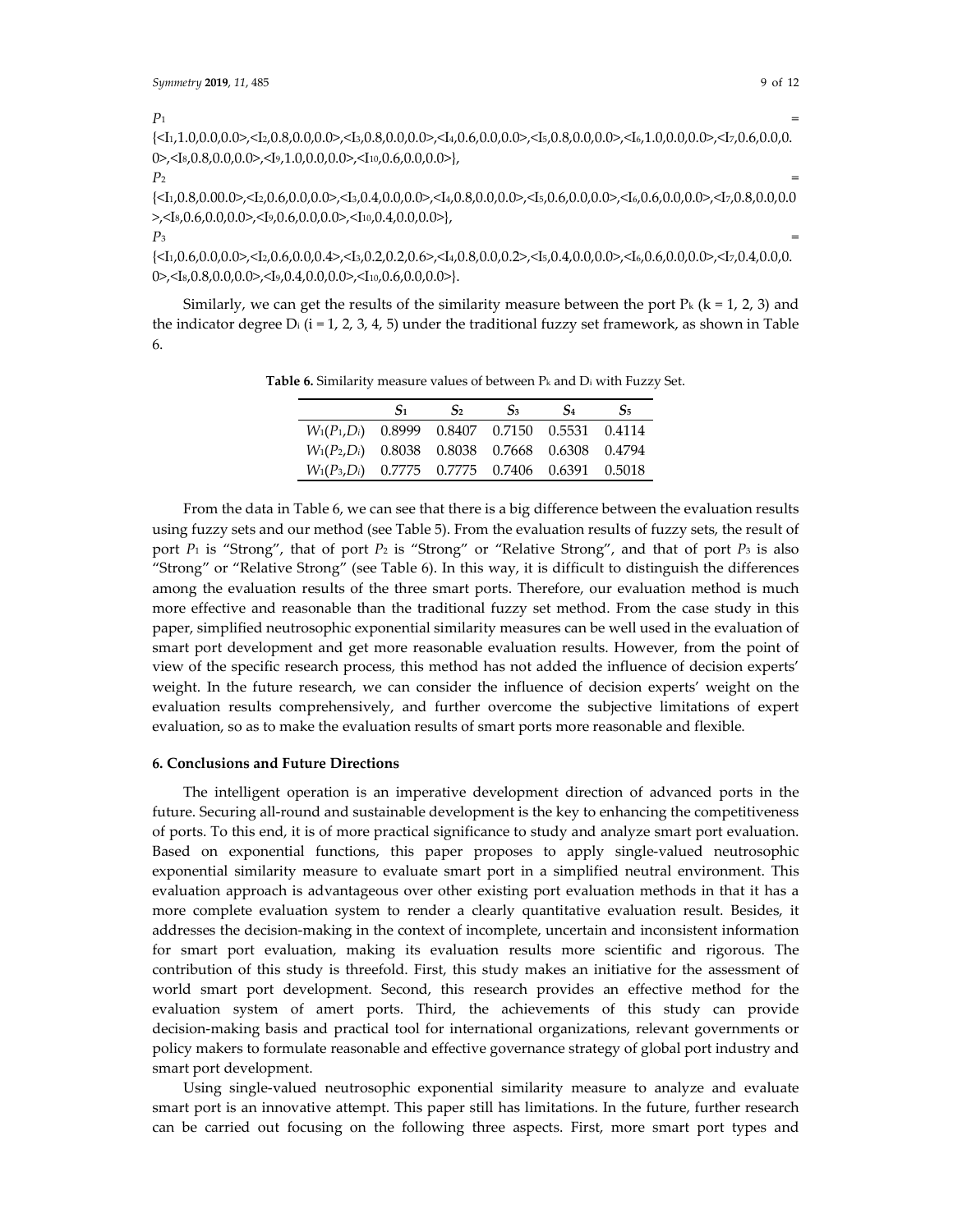$P_1$ = {<$I_1$,1.0,0.0,0.0>,<$I_2$,0.8,0.0,0.0>,<$I_3$,0.8,0.0,0.0>,<$I_4$,0.6,0.0,0.0>,<$I_5$,0.8,0.0,0.0>,<$I_6$,1.0,0.0,0.0>,<$I_7$,0.6,0.0,0.0>,<$I_8$,0.8,0.0,0.0>,<$I_9$,1.0,0.0,0.0>,<$I_{10}$,0.6,0.0,0.0>},

$P_2$ = {<$I_1$,0.8,0.00.0>,<$I_2$,0.6,0.0,0.0>,<$I_3$,0.4,0.0,0.0>,<$I_4$,0.8,0.0,0.0>,<$I_5$,0.6,0.0,0.0>,<$I_6$,0.6,0.0,0.0>,<$I_7$,0.8,0.0,0.0>,<$I_8$,0.6,0.0,0.0>,<$I_9$,0.6,0.0,0.0>,<$I_{10}$,0.4,0.0,0.0>},

$P_3$ = {<$I_1$,0.6,0.0,0.0>,<$I_2$,0.6,0.0,0.4>,<$I_3$,0.2,0.2,0.6>,<$I_4$,0.8,0.0,0.2>,<$I_5$,0.4,0.0,0.0>,<$I_6$,0.6,0.0,0.0>,<$I_7$,0.4,0.0,0.0>,<$I_8$,0.8,0.0,0.0>,<$I_9$,0.4,0.0,0.0>,<$I_{10}$,0.6,0.0,0.0>}.

Similarly, we can get the results of the similarity measure between the port $P_k$ ($k$ = 1, 2, 3) and the indicator degree $D_i$ ($i$ = 1, 2, 3, 4, 5) under the traditional fuzzy set framework, as shown in Table 6.

**Table 6.** Similarity measure values of between $P_k$ and $D_i$ with Fuzzy Set.

| | $S_1$ | $S_2$ | $S_3$ | $S_4$ | $S_5$ |
|---|---|---|---|---|---|
| $W_1(P_1,D_i)$ | 0.8999 | 0.8407 | 0.7150 | 0.5531 | 0.4114 |
| $W_1(P_2,D_i)$ | 0.8038 | 0.8038 | 0.7668 | 0.6308 | 0.4794 |
| $W_1(P_3,D_i)$ | 0.7775 | 0.7775 | 0.7406 | 0.6391 | 0.5018 |

From the data in Table 6, we can see that there is a big difference between the evaluation results using fuzzy sets and our method (see Table 5). From the evaluation results of fuzzy sets, the result of port $P_1$ is "Strong", that of port $P_2$ is "Strong" or "Relative Strong", and that of port $P_3$ is also "Strong" or "Relative Strong" (see Table 6). In this way, it is difficult to distinguish the differences among the evaluation results of the three smart ports. Therefore, our evaluation method is much more effective and reasonable than the traditional fuzzy set method. From the case study in this paper, simplified neutrosophic exponential similarity measures can be well used in the evaluation of smart port development and get more reasonable evaluation results. However, from the point of view of the specific research process, this method has not added the influence of decision experts' weight. In the future research, we can consider the influence of decision experts' weight on the evaluation results comprehensively, and further overcome the subjective limitations of expert evaluation, so as to make the evaluation results of smart ports more reasonable and flexible.

## 6. Conclusions and Future Directions

The intelligent operation is an imperative development direction of advanced ports in the future. Securing all-round and sustainable development is the key to enhancing the competitiveness of ports. To this end, it is of more practical significance to study and analyze smart port evaluation. Based on exponential functions, this paper proposes to apply single-valued neutrosophic exponential similarity measure to evaluate smart port in a simplified neutral environment. This evaluation approach is advantageous over other existing port evaluation methods in that it has a more complete evaluation system to render a clearly quantitative evaluation result. Besides, it addresses the decision-making in the context of incomplete, uncertain and inconsistent information for smart port evaluation, making its evaluation results more scientific and rigorous. The contribution of this study is threefold. First, this study makes an initiative for the assessment of world smart port development. Second, this research provides an effective method for the evaluation system of amert ports. Third, the achievements of this study can provide decision-making basis and practical tool for international organizations, relevant governments or policy makers to formulate reasonable and effective governance strategy of global port industry and smart port development.

Using single-valued neutrosophic exponential similarity measure to analyze and evaluate smart port is an innovative attempt. This paper still has limitations. In the future, further research can be carried out focusing on the following three aspects. First, more smart port types and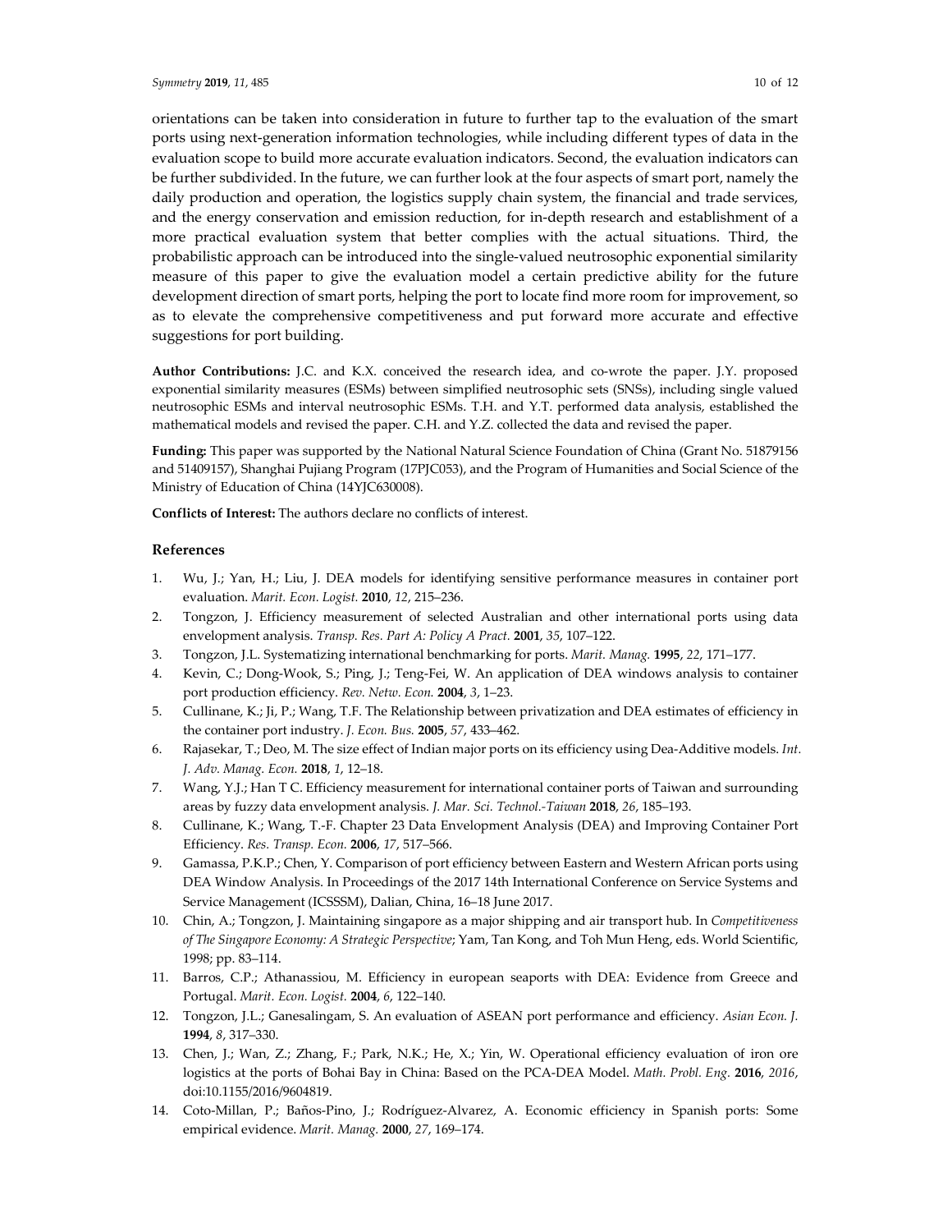orientations can be taken into consideration in future to further tap to the evaluation of the smart ports using next-generation information technologies, while including different types of data in the evaluation scope to build more accurate evaluation indicators. Second, the evaluation indicators can be further subdivided. In the future, we can further look at the four aspects of smart port, namely the daily production and operation, the logistics supply chain system, the financial and trade services, and the energy conservation and emission reduction, for in-depth research and establishment of a more practical evaluation system that better complies with the actual situations. Third, the probabilistic approach can be introduced into the single-valued neutrosophic exponential similarity measure of this paper to give the evaluation model a certain predictive ability for the future development direction of smart ports, helping the port to locate find more room for improvement, so as to elevate the comprehensive competitiveness and put forward more accurate and effective suggestions for port building.

**Author Contributions:** J.C. and K.X. conceived the research idea, and co-wrote the paper. J.Y. proposed exponential similarity measures (ESMs) between simplified neutrosophic sets (SNSs), including single valued neutrosophic ESMs and interval neutrosophic ESMs. T.H. and Y.T. performed data analysis, established the mathematical models and revised the paper. C.H. and Y.Z. collected the data and revised the paper.

**Funding:** This paper was supported by the National Natural Science Foundation of China (Grant No. 51879156 and 51409157), Shanghai Pujiang Program (17PJC053), and the Program of Humanities and Social Science of the Ministry of Education of China (14YJC630008).

**Conflicts of Interest:** The authors declare no conflicts of interest.

## References

1. Wu, J.; Yan, H.; Liu, J. DEA models for identifying sensitive performance measures in container port evaluation. *Marit. Econ. Logist.* **2010**, *12*, 215–236.
2. Tongzon, J. Efficiency measurement of selected Australian and other international ports using data envelopment analysis. *Transp. Res. Part A: Policy A Pract.* **2001**, *35*, 107–122.
3. Tongzon, J.L. Systematizing international benchmarking for ports. *Marit. Manag.* **1995**, *22*, 171–177.
4. Kevin, C.; Dong-Wook, S.; Ping, J.; Teng-Fei, W. An application of DEA windows analysis to container port production efficiency. *Rev. Netw. Econ.* **2004**, *3*, 1–23.
5. Cullinane, K.; Ji, P.; Wang, T.F. The Relationship between privatization and DEA estimates of efficiency in the container port industry. *J. Econ. Bus.* **2005**, *57*, 433–462.
6. Rajasekar, T.; Deo, M. The size effect of Indian major ports on its efficiency using Dea-Additive models. *Int. J. Adv. Manag. Econ.* **2018**, *1*, 12–18.
7. Wang, Y.J.; Han T C. Efficiency measurement for international container ports of Taiwan and surrounding areas by fuzzy data envelopment analysis. *J. Mar. Sci. Technol.-Taiwan* **2018**, *26*, 185–193.
8. Cullinane, K.; Wang, T.-F. Chapter 23 Data Envelopment Analysis (DEA) and Improving Container Port Efficiency. *Res. Transp. Econ.* **2006**, *17*, 517–566.
9. Gamassa, P.K.P.; Chen, Y. Comparison of port efficiency between Eastern and Western African ports using DEA Window Analysis. In Proceedings of the 2017 14th International Conference on Service Systems and Service Management (ICSSSM), Dalian, China, 16–18 June 2017.
10. Chin, A.; Tongzon, J. Maintaining singapore as a major shipping and air transport hub. In *Competitiveness of The Singapore Economy: A Strategic Perspective*; Yam, Tan Kong, and Toh Mun Heng, eds. World Scientific, 1998; pp. 83–114.
11. Barros, C.P.; Athanassiou, M. Efficiency in european seaports with DEA: Evidence from Greece and Portugal. *Marit. Econ. Logist.* **2004**, *6*, 122–140.
12. Tongzon, J.L.; Ganesalingam, S. An evaluation of ASEAN port performance and efficiency. *Asian Econ. J.* **1994**, *8*, 317–330.
13. Chen, J.; Wan, Z.; Zhang, F.; Park, N.K.; He, X.; Yin, W. Operational efficiency evaluation of iron ore logistics at the ports of Bohai Bay in China: Based on the PCA-DEA Model. *Math. Probl. Eng.* **2016**, *2016*, doi:10.1155/2016/9604819.
14. Coto-Millan, P.; Baños-Pino, J.; Rodríguez-Alvarez, A. Economic efficiency in Spanish ports: Some empirical evidence. *Marit. Manag.* **2000**, *27*, 169–174.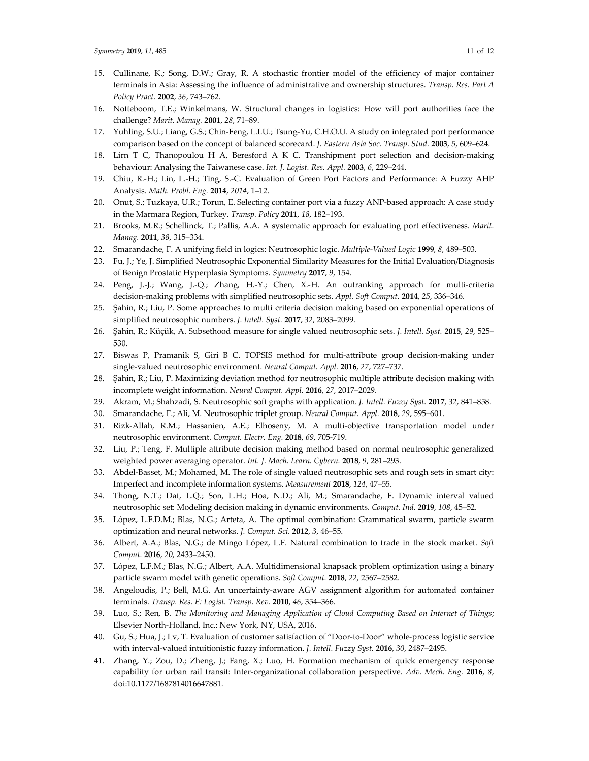15. Cullinane, K.; Song, D.W.; Gray, R. A stochastic frontier model of the efficiency of major container terminals in Asia: Assessing the influence of administrative and ownership structures. *Transp. Res. Part A Policy Pract.* **2002**, *36*, 743–762.
16. Notteboom, T.E.; Winkelmans, W. Structural changes in logistics: How will port authorities face the challenge? *Marit. Manag.* **2001**, *28*, 71–89.
17. Yuhling, S.U.; Liang, G.S.; Chin-Feng, L.I.U.; Tsung-Yu, C.H.O.U. A study on integrated port performance comparison based on the concept of balanced scorecard. *J. Eastern Asia Soc. Transp. Stud.* **2003**, *5*, 609–624.
18. Lirn T C, Thanopoulou H A, Beresford A K C. Transhipment port selection and decision-making behaviour: Analysing the Taiwanese case. *Int. J. Logist. Res. Appl.* **2003**, *6*, 229–244.
19. Chiu, R.-H.; Lin, L.-H.; Ting, S.-C. Evaluation of Green Port Factors and Performance: A Fuzzy AHP Analysis. *Math. Probl. Eng.* **2014**, *2014*, 1–12.
20. Onut, S.; Tuzkaya, U.R.; Torun, E. Selecting container port via a fuzzy ANP-based approach: A case study in the Marmara Region, Turkey. *Transp. Policy* **2011**, *18*, 182–193.
21. Brooks, M.R.; Schellinck, T.; Pallis, A.A. A systematic approach for evaluating port effectiveness. *Marit. Manag.* **2011**, *38*, 315–334.
22. Smarandache, F. A unifying field in logics: Neutrosophic logic. *Multiple-Valued Logic* **1999**, *8*, 489–503.
23. Fu, J.; Ye, J. Simplified Neutrosophic Exponential Similarity Measures for the Initial Evaluation/Diagnosis of Benign Prostatic Hyperplasia Symptoms. *Symmetry* **2017**, *9*, 154.
24. Peng, J.-J.; Wang, J.-Q.; Zhang, H.-Y.; Chen, X.-H. An outranking approach for multi-criteria decision-making problems with simplified neutrosophic sets. *Appl. Soft Comput.* **2014**, *25*, 336–346.
25. Şahin, R.; Liu, P. Some approaches to multi criteria decision making based on exponential operations of simplified neutrosophic numbers. *J. Intell. Syst.* **2017**, *32*, 2083–2099.
26. Şahin, R.; Küçük, A. Subsethood measure for single valued neutrosophic sets. *J. Intell. Syst.* **2015**, *29*, 525–530.
27. Biswas P, Pramanik S, Giri B C. TOPSIS method for multi-attribute group decision-making under single-valued neutrosophic environment. *Neural Comput. Appl.* **2016**, *27*, 727–737.
28. Şahin, R.; Liu, P. Maximizing deviation method for neutrosophic multiple attribute decision making with incomplete weight information. *Neural Comput. Appl.* **2016**, *27*, 2017–2029.
29. Akram, M.; Shahzadi, S. Neutrosophic soft graphs with application. *J. Intell. Fuzzy Syst.* **2017**, *32*, 841–858.
30. Smarandache, F.; Ali, M. Neutrosophic triplet group. *Neural Comput. Appl.* **2018**, *29*, 595–601.
31. Rizk-Allah, R.M.; Hassanien, A.E.; Elhoseny, M. A multi-objective transportation model under neutrosophic environment. *Comput. Electr. Eng.* **2018**, *69*, 705-719.
32. Liu, P.; Teng, F. Multiple attribute decision making method based on normal neutrosophic generalized weighted power averaging operator. *Int. J. Mach. Learn. Cybern.* **2018**, *9*, 281–293.
33. Abdel-Basset, M.; Mohamed, M. The role of single valued neutrosophic sets and rough sets in smart city: Imperfect and incomplete information systems. *Measurement* **2018**, *124*, 47–55.
34. Thong, N.T.; Dat, L.Q.; Son, L.H.; Hoa, N.D.; Ali, M.; Smarandache, F. Dynamic interval valued neutrosophic set: Modeling decision making in dynamic environments. *Comput. Ind.* **2019**, *108*, 45–52.
35. López, L.F.D.M.; Blas, N.G.; Arteta, A. The optimal combination: Grammatical swarm, particle swarm optimization and neural networks. *J. Comput. Sci.* **2012**, *3*, 46–55.
36. Albert, A.A.; Blas, N.G.; de Mingo López, L.F. Natural combination to trade in the stock market. *Soft Comput.* **2016**, *20*, 2433–2450.
37. López, L.F.M.; Blas, N.G.; Albert, A.A. Multidimensional knapsack problem optimization using a binary particle swarm model with genetic operations. *Soft Comput.* **2018**, *22*, 2567–2582.
38. Angeloudis, P.; Bell, M.G. An uncertainty-aware AGV assignment algorithm for automated container terminals. *Transp. Res. E: Logist. Transp. Rev.* **2010**, *46*, 354–366.
39. Luo, S.; Ren, B. *The Monitoring and Managing Application of Cloud Computing Based on Internet of Things*; Elsevier North-Holland, Inc.: New York, NY, USA, 2016.
40. Gu, S.; Hua, J.; Lv, T. Evaluation of customer satisfaction of "Door-to-Door" whole-process logistic service with interval-valued intuitionistic fuzzy information. *J. Intell. Fuzzy Syst.* **2016**, *30*, 2487–2495.
41. Zhang, Y.; Zou, D.; Zheng, J.; Fang, X.; Luo, H. Formation mechanism of quick emergency response capability for urban rail transit: Inter-organizational collaboration perspective. *Adv. Mech. Eng.* **2016**, *8*, doi:10.1177/1687814016647881.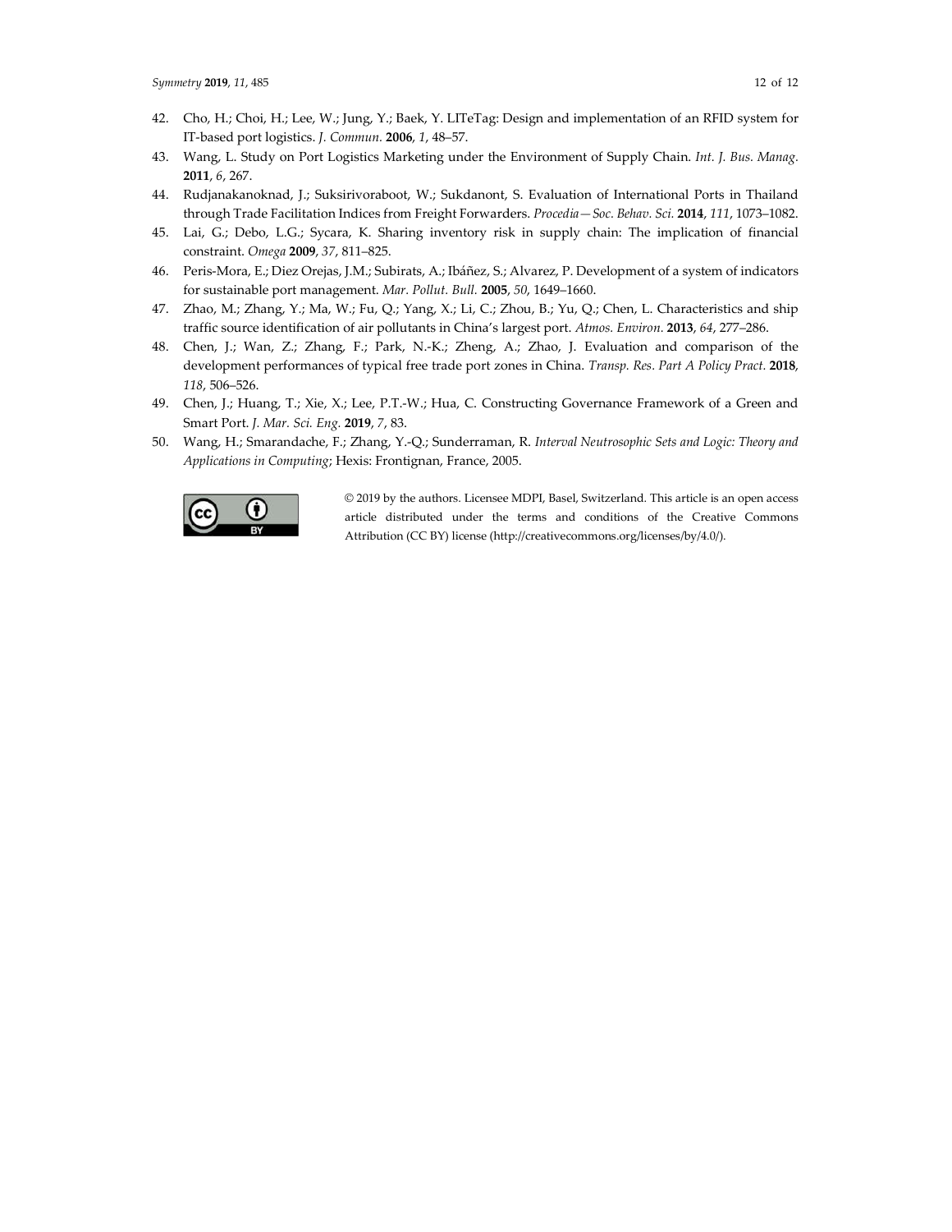42. Cho, H.; Choi, H.; Lee, W.; Jung, Y.; Baek, Y. LITeTag: Design and implementation of an RFID system for IT-based port logistics. *J. Commun.* **2006**, *1*, 48–57.
43. Wang, L. Study on Port Logistics Marketing under the Environment of Supply Chain. *Int. J. Bus. Manag.* **2011**, *6*, 267.
44. Rudjanakanoknad, J.; Suksirivoraboot, W.; Sukdanont, S. Evaluation of International Ports in Thailand through Trade Facilitation Indices from Freight Forwarders. *Procedia—Soc. Behav. Sci.* **2014**, *111*, 1073–1082.
45. Lai, G.; Debo, L.G.; Sycara, K. Sharing inventory risk in supply chain: The implication of financial constraint. *Omega* **2009**, *37*, 811–825.
46. Peris-Mora, E.; Diez Orejas, J.M.; Subirats, A.; Ibáñez, S.; Alvarez, P. Development of a system of indicators for sustainable port management. *Mar. Pollut. Bull.* **2005**, *50*, 1649–1660.
47. Zhao, M.; Zhang, Y.; Ma, W.; Fu, Q.; Yang, X.; Li, C.; Zhou, B.; Yu, Q.; Chen, L. Characteristics and ship traffic source identification of air pollutants in China's largest port. *Atmos. Environ.* **2013**, *64*, 277–286.
48. Chen, J.; Wan, Z.; Zhang, F.; Park, N.-K.; Zheng, A.; Zhao, J. Evaluation and comparison of the development performances of typical free trade port zones in China. *Transp. Res. Part A Policy Pract.* **2018**, *118*, 506–526.
49. Chen, J.; Huang, T.; Xie, X.; Lee, P.T.-W.; Hua, C. Constructing Governance Framework of a Green and Smart Port. *J. Mar. Sci. Eng.* **2019**, *7*, 83.
50. Wang, H.; Smarandache, F.; Zhang, Y.-Q.; Sunderraman, R. *Interval Neutrosophic Sets and Logic: Theory and Applications in Computing*; Hexis: Frontignan, France, 2005.

© 2019 by the authors. Licensee MDPI, Basel, Switzerland. This article is an open access article distributed under the terms and conditions of the Creative Commons Attribution (CC BY) license (http://creativecommons.org/licenses/by/4.0/).